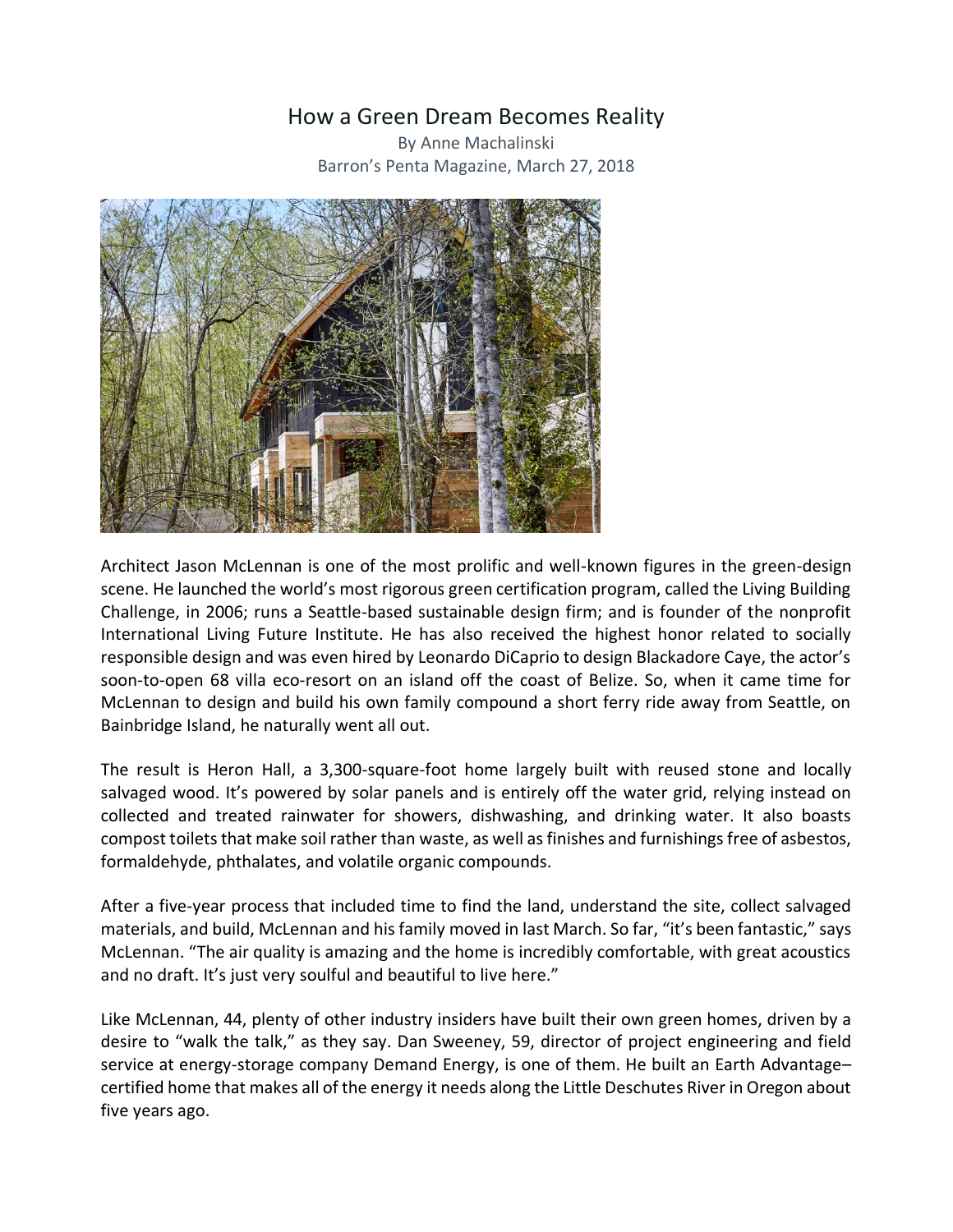# How a Green Dream Becomes Reality

By Anne Machalinski
Barron's Penta Magazine, March 27, 2018

Architect Jason McLennan is one of the most prolific and well-known figures in the green-design scene. He launched the world's most rigorous green certification program, called the Living Building Challenge, in 2006; runs a Seattle-based sustainable design firm; and is founder of the nonprofit International Living Future Institute. He has also received the highest honor related to socially responsible design and was even hired by Leonardo DiCaprio to design Blackadore Caye, the actor's soon-to-open 68 villa eco-resort on an island off the coast of Belize. So, when it came time for McLennan to design and build his own family compound a short ferry ride away from Seattle, on Bainbridge Island, he naturally went all out.

The result is Heron Hall, a 3,300-square-foot home largely built with reused stone and locally salvaged wood. It's powered by solar panels and is entirely off the water grid, relying instead on collected and treated rainwater for showers, dishwashing, and drinking water. It also boasts compost toilets that make soil rather than waste, as well as finishes and furnishings free of asbestos, formaldehyde, phthalates, and volatile organic compounds.

After a five-year process that included time to find the land, understand the site, collect salvaged materials, and build, McLennan and his family moved in last March. So far, "it's been fantastic," says McLennan. "The air quality is amazing and the home is incredibly comfortable, with great acoustics and no draft. It's just very soulful and beautiful to live here."

Like McLennan, 44, plenty of other industry insiders have built their own green homes, driven by a desire to "walk the talk," as they say. Dan Sweeney, 59, director of project engineering and field service at energy-storage company Demand Energy, is one of them. He built an Earth Advantage–certified home that makes all of the energy it needs along the Little Deschutes River in Oregon about five years ago.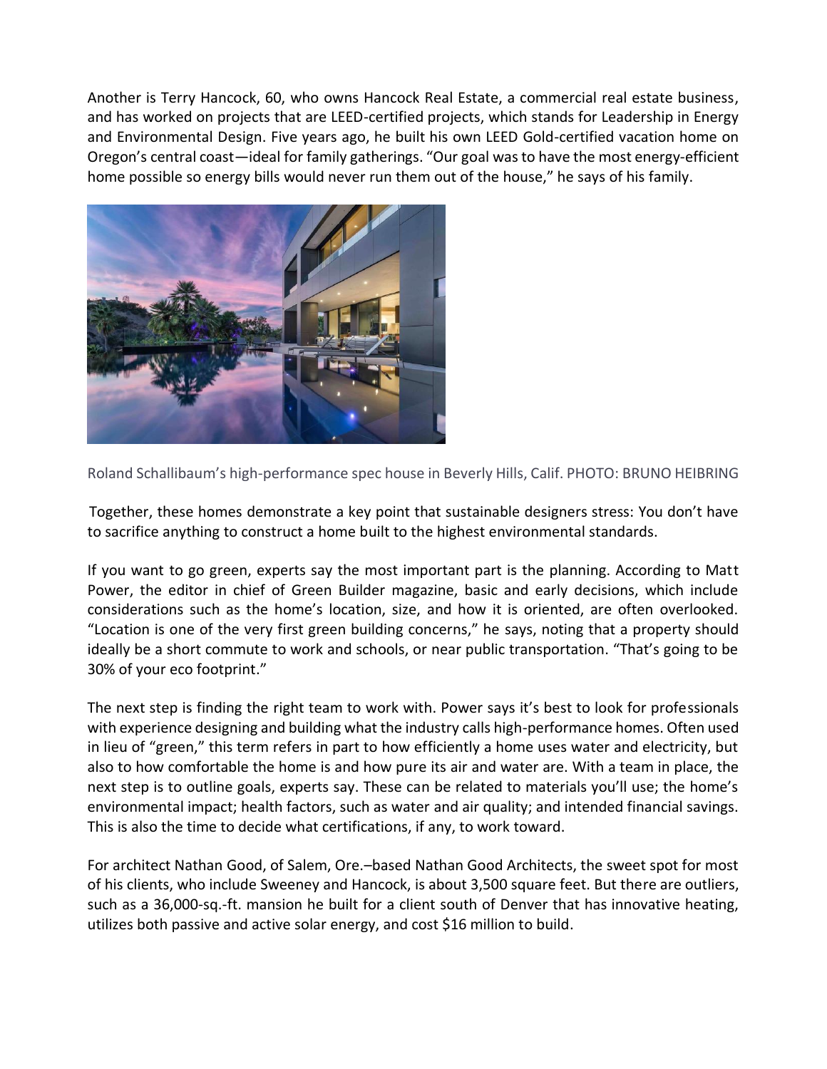Another is Terry Hancock, 60, who owns Hancock Real Estate, a commercial real estate business, and has worked on projects that are LEED-certified projects, which stands for Leadership in Energy and Environmental Design. Five years ago, he built his own LEED Gold-certified vacation home on Oregon's central coast—ideal for family gatherings. "Our goal was to have the most energy-efficient home possible so energy bills would never run them out of the house," he says of his family.

Roland Schallibaum's high-performance spec house in Beverly Hills, Calif. PHOTO: BRUNO HEIBRING

Together, these homes demonstrate a key point that sustainable designers stress: You don't have to sacrifice anything to construct a home built to the highest environmental standards.

If you want to go green, experts say the most important part is the planning. According to Matt Power, the editor in chief of Green Builder magazine, basic and early decisions, which include considerations such as the home's location, size, and how it is oriented, are often overlooked. "Location is one of the very first green building concerns," he says, noting that a property should ideally be a short commute to work and schools, or near public transportation. "That's going to be 30% of your eco footprint."

The next step is finding the right team to work with. Power says it's best to look for professionals with experience designing and building what the industry calls high-performance homes. Often used in lieu of "green," this term refers in part to how efficiently a home uses water and electricity, but also to how comfortable the home is and how pure its air and water are. With a team in place, the next step is to outline goals, experts say. These can be related to materials you'll use; the home's environmental impact; health factors, such as water and air quality; and intended financial savings. This is also the time to decide what certifications, if any, to work toward.

For architect Nathan Good, of Salem, Ore.–based Nathan Good Architects, the sweet spot for most of his clients, who include Sweeney and Hancock, is about 3,500 square feet. But there are outliers, such as a 36,000-sq.-ft. mansion he built for a client south of Denver that has innovative heating, utilizes both passive and active solar energy, and cost $16 million to build.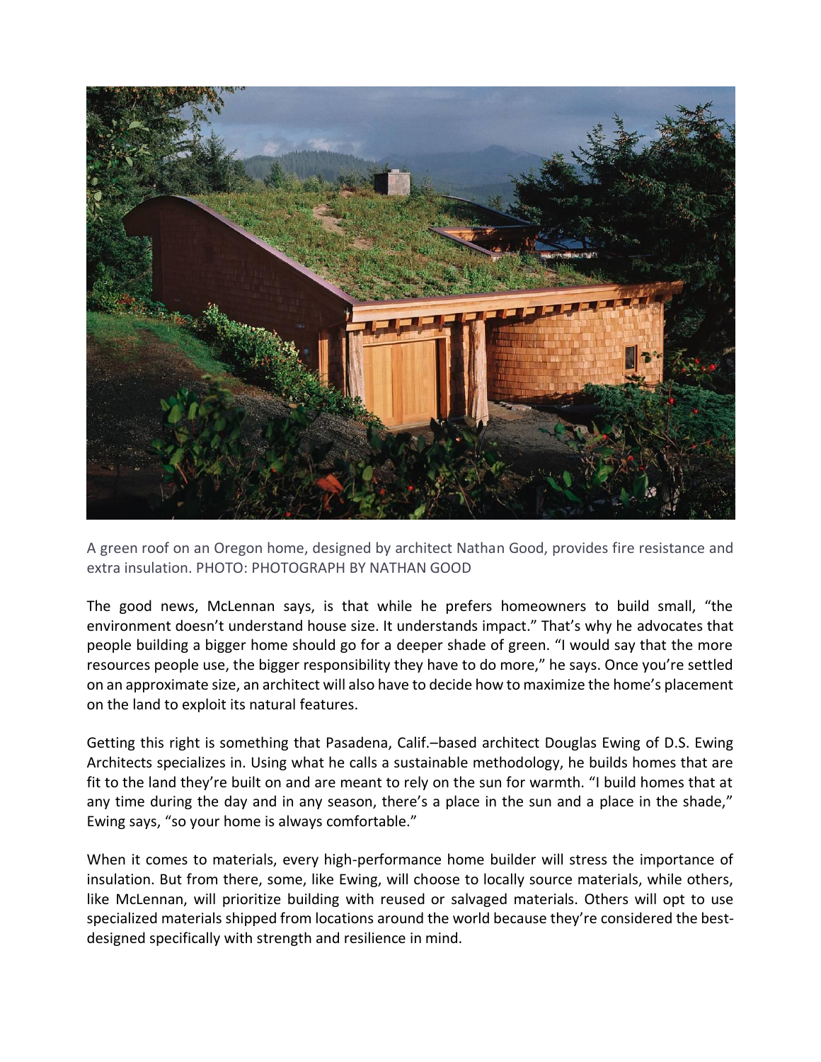A green roof on an Oregon home, designed by architect Nathan Good, provides fire resistance and extra insulation. PHOTO: PHOTOGRAPH BY NATHAN GOOD

The good news, McLennan says, is that while he prefers homeowners to build small, "the environment doesn't understand house size. It understands impact." That's why he advocates that people building a bigger home should go for a deeper shade of green. "I would say that the more resources people use, the bigger responsibility they have to do more," he says. Once you're settled on an approximate size, an architect will also have to decide how to maximize the home's placement on the land to exploit its natural features.

Getting this right is something that Pasadena, Calif.–based architect Douglas Ewing of D.S. Ewing Architects specializes in. Using what he calls a sustainable methodology, he builds homes that are fit to the land they're built on and are meant to rely on the sun for warmth. "I build homes that at any time during the day and in any season, there's a place in the sun and a place in the shade," Ewing says, "so your home is always comfortable."

When it comes to materials, every high-performance home builder will stress the importance of insulation. But from there, some, like Ewing, will choose to locally source materials, while others, like McLennan, will prioritize building with reused or salvaged materials. Others will opt to use specialized materials shipped from locations around the world because they're considered the best-designed specifically with strength and resilience in mind.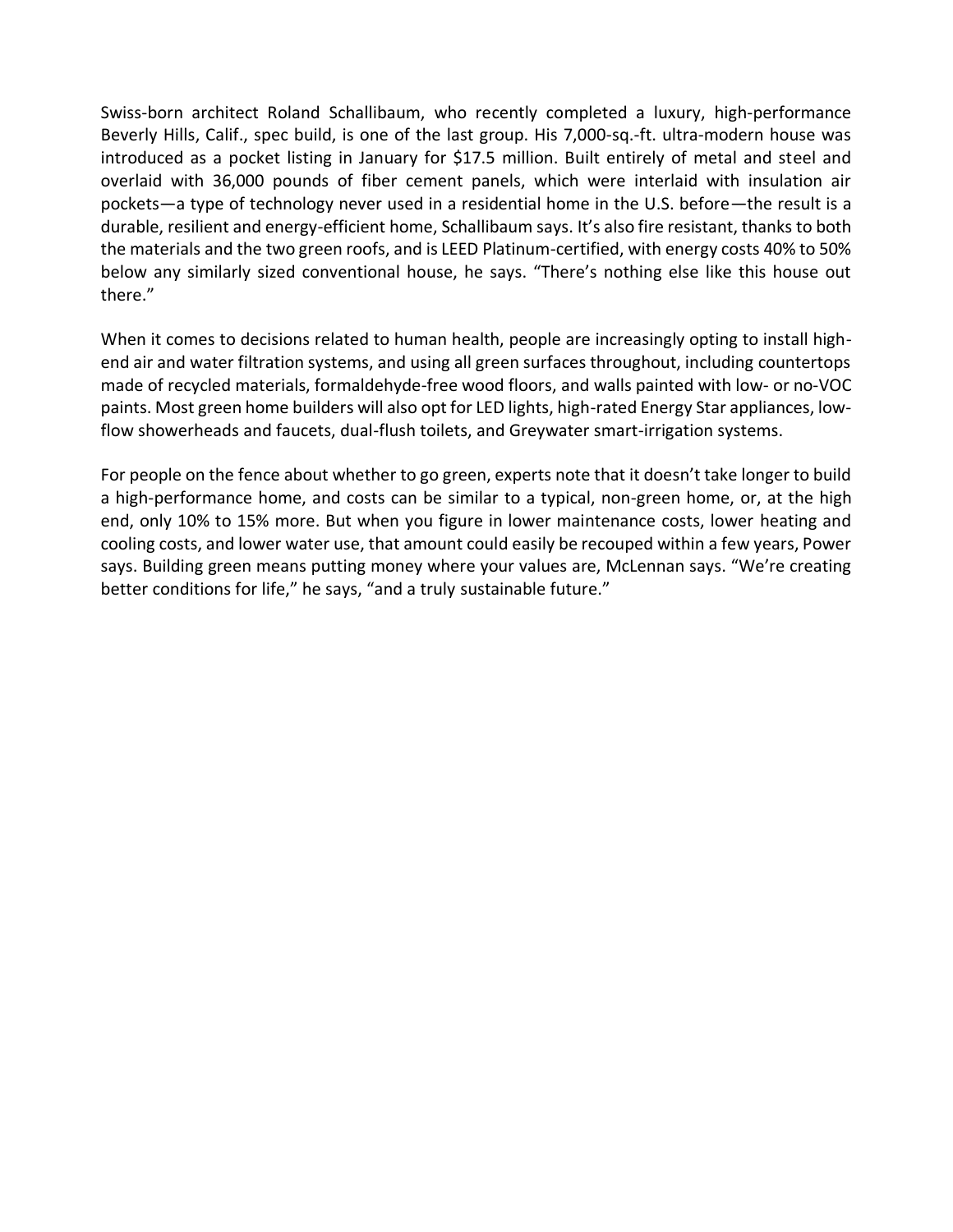Swiss-born architect Roland Schallibaum, who recently completed a luxury, high-performance Beverly Hills, Calif., spec build, is one of the last group. His 7,000-sq.-ft. ultra-modern house was introduced as a pocket listing in January for $17.5 million. Built entirely of metal and steel and overlaid with 36,000 pounds of fiber cement panels, which were interlaid with insulation air pockets—a type of technology never used in a residential home in the U.S. before—the result is a durable, resilient and energy-efficient home, Schallibaum says. It's also fire resistant, thanks to both the materials and the two green roofs, and is LEED Platinum-certified, with energy costs 40% to 50% below any similarly sized conventional house, he says. "There's nothing else like this house out there."

When it comes to decisions related to human health, people are increasingly opting to install high-end air and water filtration systems, and using all green surfaces throughout, including countertops made of recycled materials, formaldehyde-free wood floors, and walls painted with low- or no-VOC paints. Most green home builders will also opt for LED lights, high-rated Energy Star appliances, low-flow showerheads and faucets, dual-flush toilets, and Greywater smart-irrigation systems.

For people on the fence about whether to go green, experts note that it doesn't take longer to build a high-performance home, and costs can be similar to a typical, non-green home, or, at the high end, only 10% to 15% more. But when you figure in lower maintenance costs, lower heating and cooling costs, and lower water use, that amount could easily be recouped within a few years, Power says. Building green means putting money where your values are, McLennan says. "We're creating better conditions for life," he says, "and a truly sustainable future."